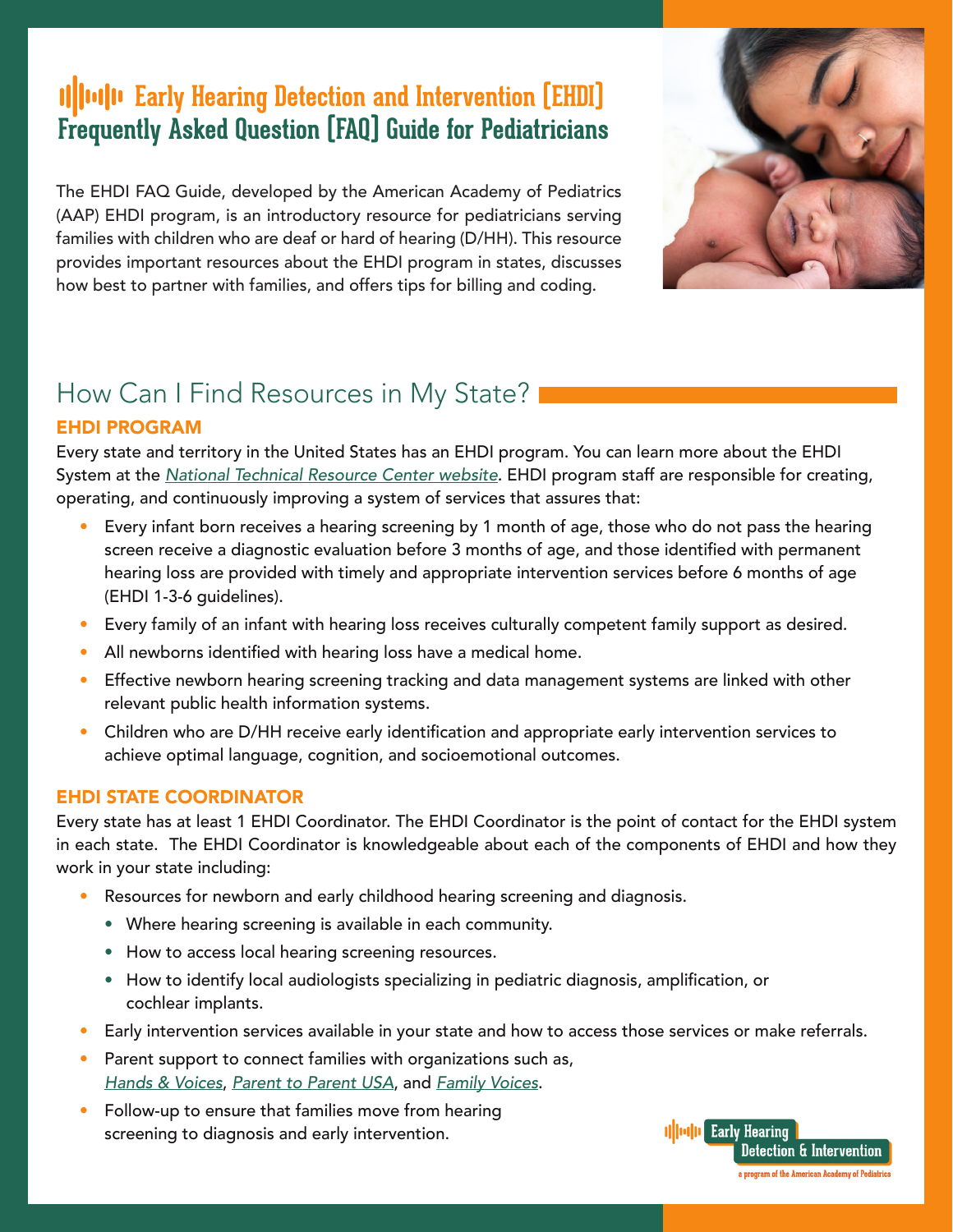# Early Hearing Detection and Intervention (EHDI) Frequently Asked Question (FAQ) Guide for Pediatricians

The EHDI FAQ Guide, developed by the American Academy of Pediatrics (AAP) EHDI program, is an introductory resource for pediatricians serving families with children who are deaf or hard of hearing (D/HH). This resource provides important resources about the EHDI program in states, discusses how best to partner with families, and offers tips for billing and coding.

## How Can I Find Resources in My State?

### EHDI PROGRAM

Every state and territory in the United States has an EHDI program. You can learn more about the EHDI System at the *National Technical Resource Center website*. EHDI program staff are responsible for creating, operating, and continuously improving a system of services that assures that:

- Every infant born receives a hearing screening by 1 month of age, those who do not pass the hearing screen receive a diagnostic evaluation before 3 months of age, and those identified with permanent hearing loss are provided with timely and appropriate intervention services before 6 months of age (EHDI 1-3-6 guidelines).
- Every family of an infant with hearing loss receives culturally competent family support as desired.
- All newborns identified with hearing loss have a medical home.
- Effective newborn hearing screening tracking and data management systems are linked with other relevant public health information systems.
- Children who are D/HH receive early identification and appropriate early intervention services to achieve optimal language, cognition, and socioemotional outcomes.

### EHDI STATE COORDINATOR

Every state has at least 1 EHDI Coordinator. The EHDI Coordinator is the point of contact for the EHDI system in each state. The EHDI Coordinator is knowledgeable about each of the components of EHDI and how they work in your state including:

- Resources for newborn and early childhood hearing screening and diagnosis.
  - Where hearing screening is available in each community.
  - How to access local hearing screening resources.
  - How to identify local audiologists specializing in pediatric diagnosis, amplification, or cochlear implants.
- Early intervention services available in your state and how to access those services or make referrals.
- Parent support to connect families with organizations such as, *Hands & Voices*, *Parent to Parent USA*, and *Family Voices*.
- Follow-up to ensure that families move from hearing screening to diagnosis and early intervention.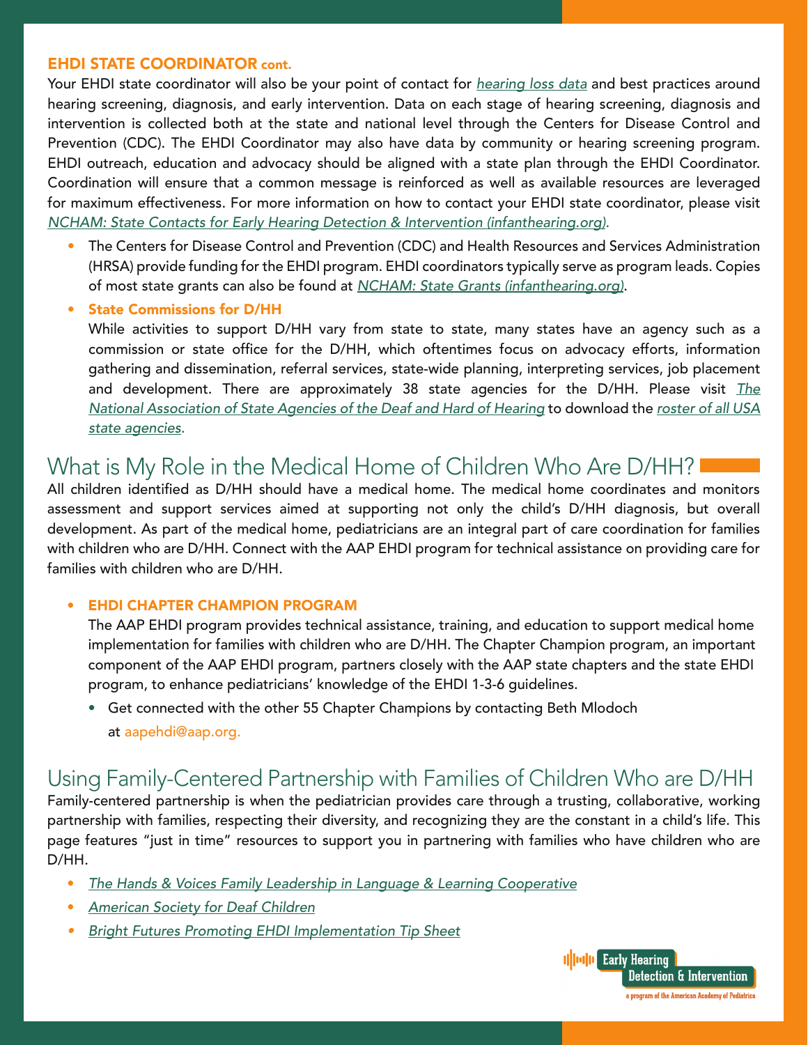### EHDI STATE COORDINATOR cont.

Your EHDI state coordinator will also be your point of contact for *hearing loss data* and best practices around hearing screening, diagnosis, and early intervention. Data on each stage of hearing screening, diagnosis and intervention is collected both at the state and national level through the Centers for Disease Control and Prevention (CDC). The EHDI Coordinator may also have data by community or hearing screening program. EHDI outreach, education and advocacy should be aligned with a state plan through the EHDI Coordinator. Coordination will ensure that a common message is reinforced as well as available resources are leveraged for maximum effectiveness. For more information on how to contact your EHDI state coordinator, please visit *NCHAM: State Contacts for Early Hearing Detection & Intervention (infanthearing.org)*.

- The Centers for Disease Control and Prevention (CDC) and Health Resources and Services Administration (HRSA) provide funding for the EHDI program. EHDI coordinators typically serve as program leads. Copies of most state grants can also be found at *NCHAM: State Grants (infanthearing.org)*.
- **State Commissions for D/HH**

  While activities to support D/HH vary from state to state, many states have an agency such as a commission or state office for the D/HH, which oftentimes focus on advocacy efforts, information gathering and dissemination, referral services, state-wide planning, interpreting services, job placement and development. There are approximately 38 state agencies for the D/HH. Please visit *The National Association of State Agencies of the Deaf and Hard of Hearing* to download the *roster of all USA state agencies*.

## What is My Role in the Medical Home of Children Who Are D/HH?

All children identified as D/HH should have a medical home. The medical home coordinates and monitors assessment and support services aimed at supporting not only the child's D/HH diagnosis, but overall development. As part of the medical home, pediatricians are an integral part of care coordination for families with children who are D/HH. Connect with the AAP EHDI program for technical assistance on providing care for families with children who are D/HH.

- **EHDI CHAPTER CHAMPION PROGRAM**

  The AAP EHDI program provides technical assistance, training, and education to support medical home implementation for families with children who are D/HH. The Chapter Champion program, an important component of the AAP EHDI program, partners closely with the AAP state chapters and the state EHDI program, to enhance pediatricians' knowledge of the EHDI 1-3-6 guidelines.

  - Get connected with the other 55 Chapter Champions by contacting Beth Mlodoch at aapehdi@aap.org.

## Using Family-Centered Partnership with Families of Children Who are D/HH

Family-centered partnership is when the pediatrician provides care through a trusting, collaborative, working partnership with families, respecting their diversity, and recognizing they are the constant in a child's life. This page features "just in time" resources to support you in partnering with families who have children who are D/HH.

- *The Hands & Voices Family Leadership in Language & Learning Cooperative*
- *American Society for Deaf Children*
- *Bright Futures Promoting EHDI Implementation Tip Sheet*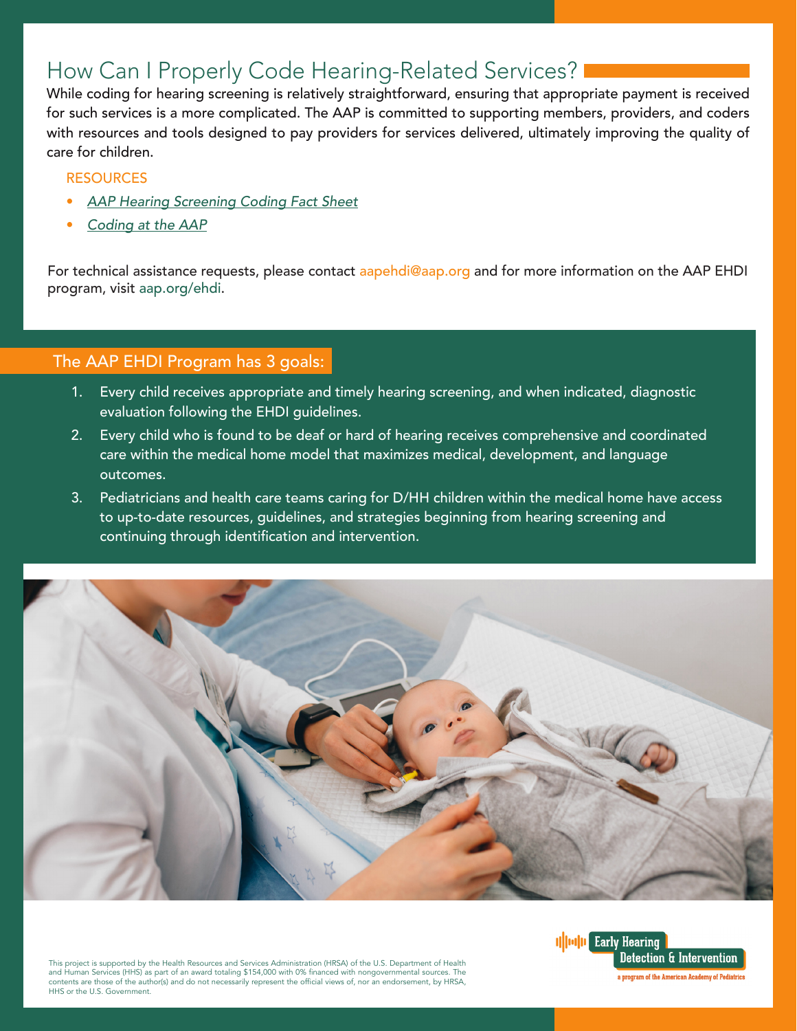## How Can I Properly Code Hearing-Related Services?

While coding for hearing screening is relatively straightforward, ensuring that appropriate payment is received for such services is a more complicated. The AAP is committed to supporting members, providers, and coders with resources and tools designed to pay providers for services delivered, ultimately improving the quality of care for children.

### RESOURCES

- *AAP Hearing Screening Coding Fact Sheet*
- *Coding at the AAP*

For technical assistance requests, please contact aapehdi@aap.org and for more information on the AAP EHDI program, visit aap.org/ehdi.

### The AAP EHDI Program has 3 goals:

1. Every child receives appropriate and timely hearing screening, and when indicated, diagnostic evaluation following the EHDI guidelines.
2. Every child who is found to be deaf or hard of hearing receives comprehensive and coordinated care within the medical home model that maximizes medical, development, and language outcomes.
3. Pediatricians and health care teams caring for D/HH children within the medical home have access to up-to-date resources, guidelines, and strategies beginning from hearing screening and continuing through identification and intervention.

This project is supported by the Health Resources and Services Administration (HRSA) of the U.S. Department of Health and Human Services (HHS) as part of an award totaling $154,000 with 0% financed with nongovernmental sources. The contents are those of the author(s) and do not necessarily represent the official views of, nor an endorsement, by HRSA, HHS or the U.S. Government.

Early Hearing Detection & Intervention

a program of the American Academy of Pediatrics